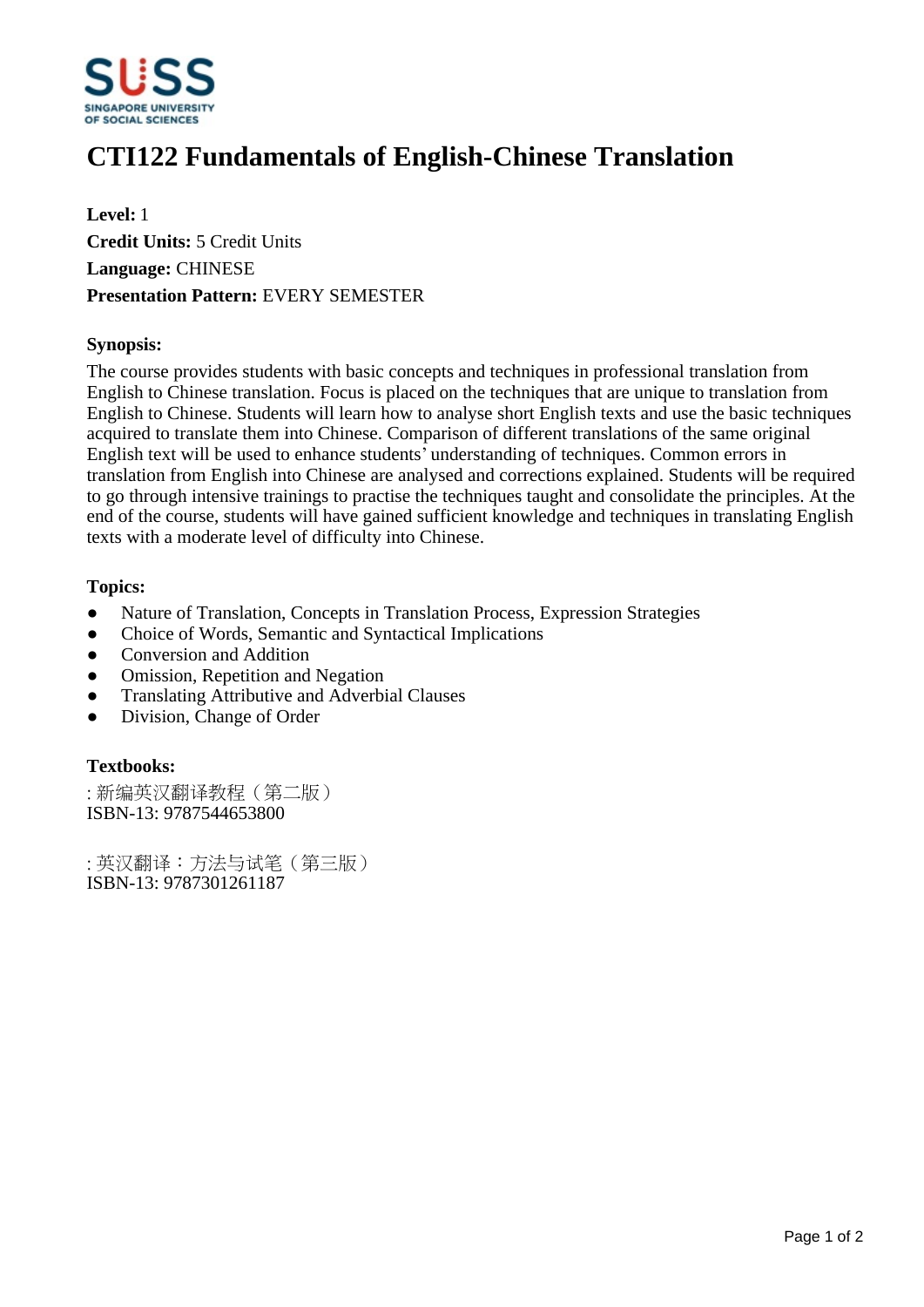# CTI122 Fundamentals of English-Chinese Translation

**Level:** 1
**Credit Units:** 5 Credit Units
**Language:** CHINESE
**Presentation Pattern:** EVERY SEMESTER

**Synopsis:**

The course provides students with basic concepts and techniques in professional translation from English to Chinese translation. Focus is placed on the techniques that are unique to translation from English to Chinese. Students will learn how to analyse short English texts and use the basic techniques acquired to translate them into Chinese. Comparison of different translations of the same original English text will be used to enhance students' understanding of techniques. Common errors in translation from English into Chinese are analysed and corrections explained. Students will be required to go through intensive trainings to practise the techniques taught and consolidate the principles. At the end of the course, students will have gained sufficient knowledge and techniques in translating English texts with a moderate level of difficulty into Chinese.

**Topics:**

- Nature of Translation, Concepts in Translation Process, Expression Strategies
- Choice of Words, Semantic and Syntactical Implications
- Conversion and Addition
- Omission, Repetition and Negation
- Translating Attributive and Adverbial Clauses
- Division, Change of Order

**Textbooks:**

: 新编英汉翻译教程（第二版）
ISBN-13: 9787544653800

: 英汉翻译：方法与试笔（第三版）
ISBN-13: 9787301261187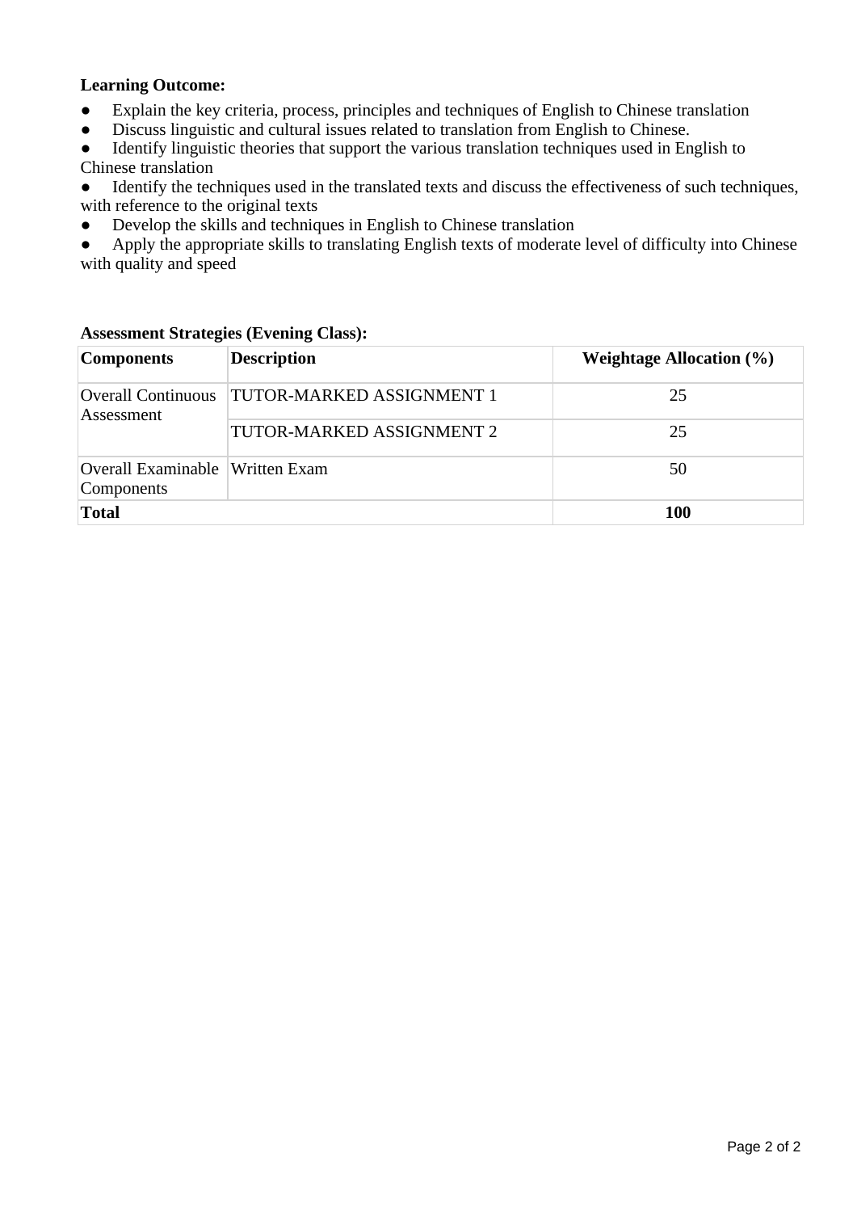**Learning Outcome:**

- Explain the key criteria, process, principles and techniques of English to Chinese translation
- Discuss linguistic and cultural issues related to translation from English to Chinese.
- Identify linguistic theories that support the various translation techniques used in English to Chinese translation
- Identify the techniques used in the translated texts and discuss the effectiveness of such techniques, with reference to the original texts
- Develop the skills and techniques in English to Chinese translation
- Apply the appropriate skills to translating English texts of moderate level of difficulty into Chinese with quality and speed

**Assessment Strategies (Evening Class):**

| **Components** | **Description** | **Weightage Allocation (%)** |
| --- | --- | --- |
| Overall Continuous Assessment | TUTOR-MARKED ASSIGNMENT 1 | 25 |
| | TUTOR-MARKED ASSIGNMENT 2 | 25 |
| Overall Examinable Components | Written Exam | 50 |
| **Total** | | **100** |